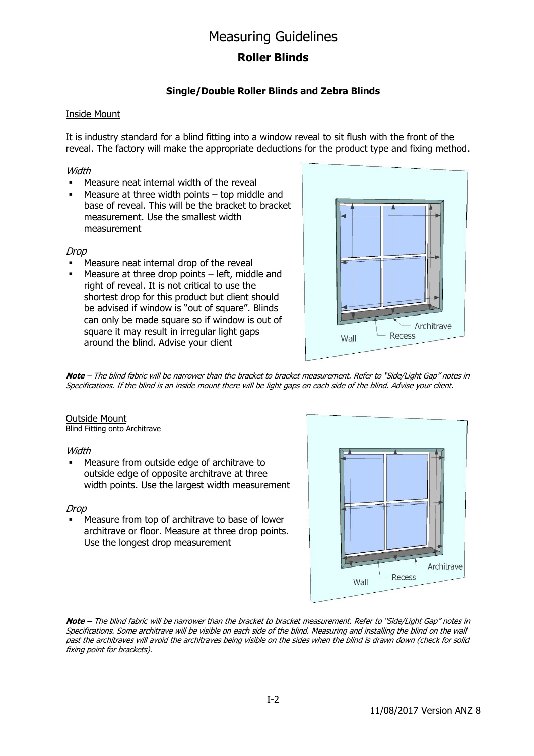# Measuring Guidelines

## Roller Blinds

### Single/Double Roller Blinds and Zebra Blinds

Inside Mount

It is industry standard for a blind fitting into a window reveal to sit flush with the front of the reveal. The factory will make the appropriate deductions for the product type and fixing method.

*Width*

- Measure neat internal width of the reveal
- Measure at three width points – top middle and base of reveal. This will be the bracket to bracket measurement. Use the smallest width measurement

*Drop*

- Measure neat internal drop of the reveal
- Measure at three drop points – left, middle and right of reveal. It is not critical to use the shortest drop for this product but client should be advised if window is "out of square". Blinds can only be made square so if window is out of square it may result in irregular light gaps around the blind. Advise your client

***Note*** *– The blind fabric will be narrower than the bracket to bracket measurement. Refer to "Side/Light Gap" notes in Specifications. If the blind is an inside mount there will be light gaps on each side of the blind. Advise your client.*

Outside Mount
Blind Fitting onto Architrave

*Width*

- Measure from outside edge of architrave to outside edge of opposite architrave at three width points. Use the largest width measurement

*Drop*

- Measure from top of architrave to base of lower architrave or floor. Measure at three drop points. Use the longest drop measurement

***Note –*** *The blind fabric will be narrower than the bracket to bracket measurement. Refer to "Side/Light Gap" notes in Specifications. Some architrave will be visible on each side of the blind. Measuring and installing the blind on the wall past the architraves will avoid the architraves being visible on the sides when the blind is drawn down (check for solid fixing point for brackets).*

11/08/2017 Version ANZ 8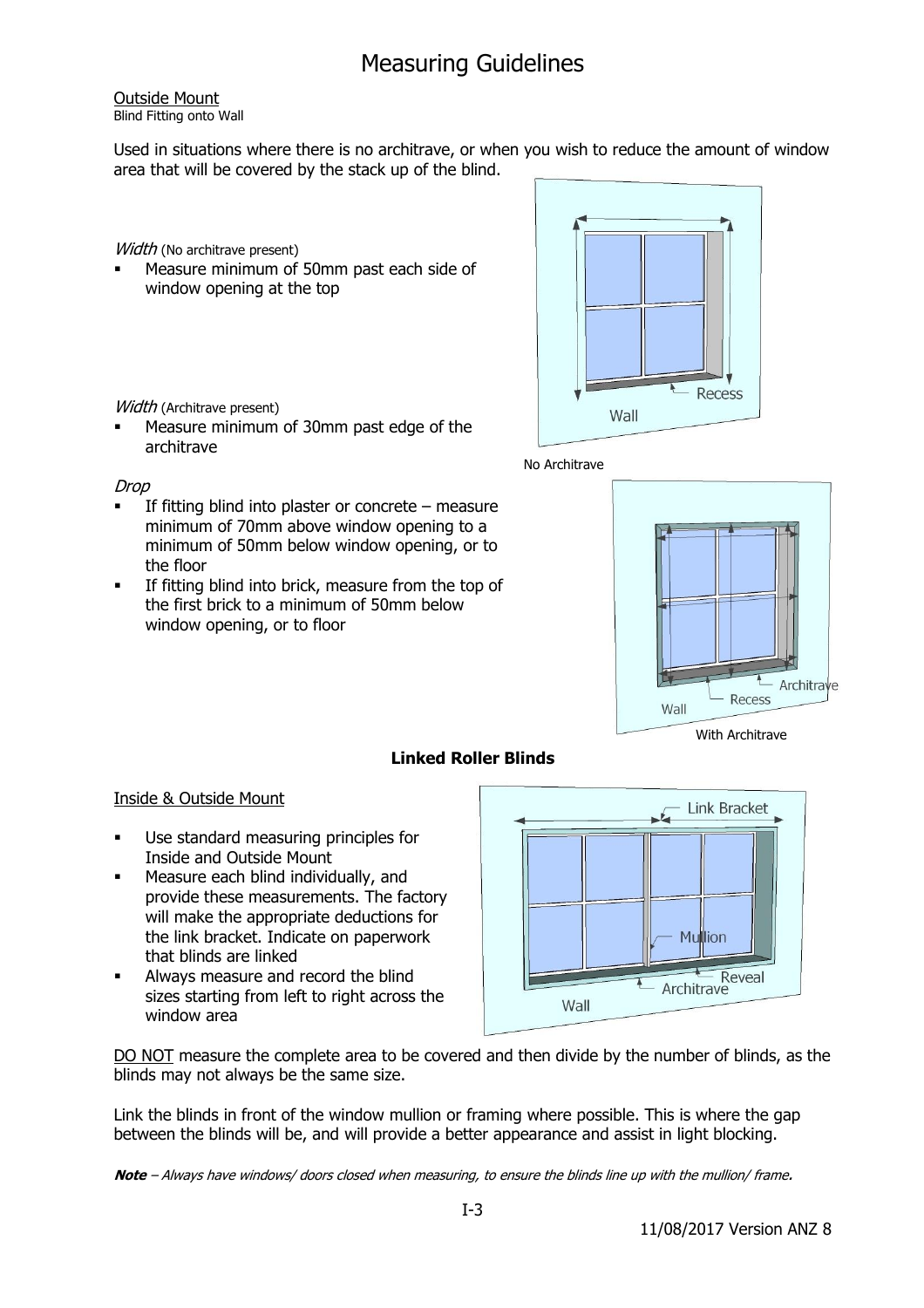# Measuring Guidelines

Outside Mount
Blind Fitting onto Wall

Used in situations where there is no architrave, or when you wish to reduce the amount of window area that will be covered by the stack up of the blind.

*Width* (No architrave present)

- Measure minimum of 50mm past each side of window opening at the top

*Width* (Architrave present)

- Measure minimum of 30mm past edge of the architrave

*Drop*

- If fitting blind into plaster or concrete – measure minimum of 70mm above window opening to a minimum of 50mm below window opening, or to the floor
- If fitting blind into brick, measure from the top of the first brick to a minimum of 50mm below window opening, or to floor

Recess
Wall

No Architrave

Architrave
Recess
Wall

With Architrave

**Linked Roller Blinds**

Inside & Outside Mount

- Use standard measuring principles for Inside and Outside Mount
- Measure each blind individually, and provide these measurements. The factory will make the appropriate deductions for the link bracket. Indicate on paperwork that blinds are linked
- Always measure and record the blind sizes starting from left to right across the window area

Link Bracket
Mullion
Reveal
Architrave
Wall

DO NOT measure the complete area to be covered and then divide by the number of blinds, as the blinds may not always be the same size.

Link the blinds in front of the window mullion or framing where possible. This is where the gap between the blinds will be, and will provide a better appearance and assist in light blocking.

***Note** – Always have windows/ doors closed when measuring, to ensure the blinds line up with the mullion/ frame.*

11/08/2017 Version ANZ 8